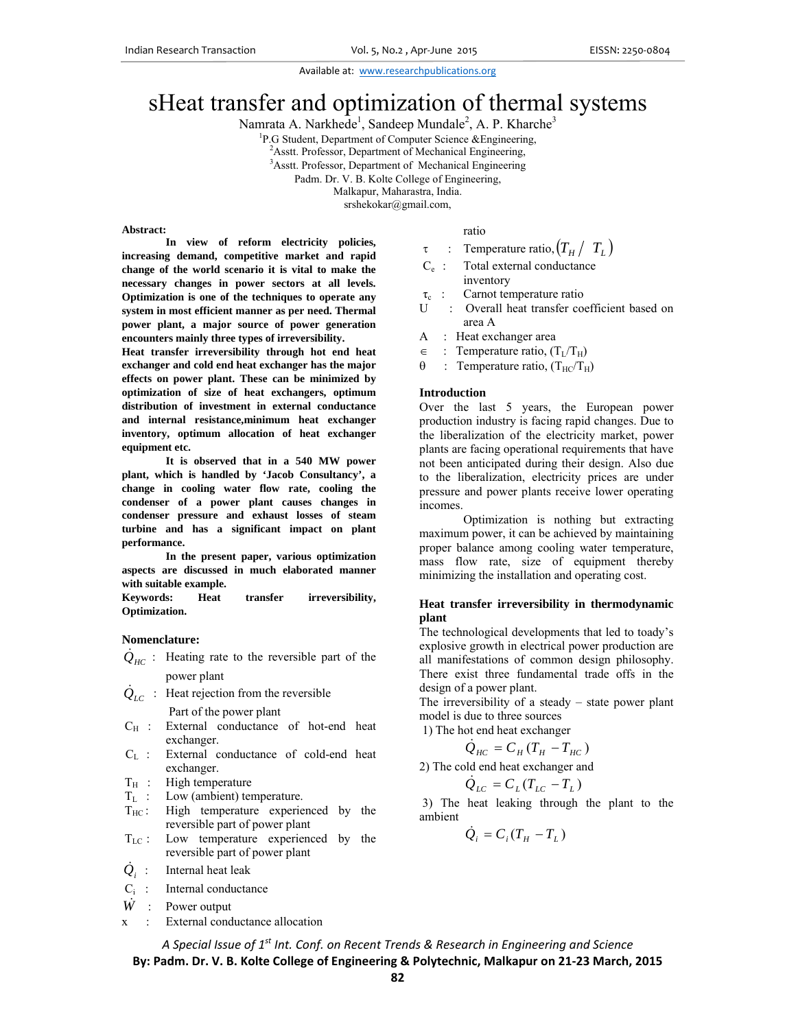Available at: www.researchpublications.org

# sHeat transfer and optimization of thermal systems

Namrata A. Narkhede[1], Sandeep Mundale[2], A. P. Kharche[3]

[1]P.G Student, Department of Computer Science &Engineering,
[2]Asstt. Professor, Department of Mechanical Engineering,
[3]Asstt. Professor, Department of Mechanical Engineering
Padm. Dr. V. B. Kolte College of Engineering,
Malkapur, Maharastra, India.
srshekokar@gmail.com,

**Abstract:**

**In view of reform electricity policies, increasing demand, competitive market and rapid change of the world scenario it is vital to make the necessary changes in power sectors at all levels. Optimization is one of the techniques to operate any system in most efficient manner as per need. Thermal power plant, a major source of power generation encounters mainly three types of irreversibility.**

**Heat transfer irreversibility through hot end heat exchanger and cold end heat exchanger has the major effects on power plant. These can be minimized by optimization of size of heat exchangers, optimum distribution of investment in external conductance and internal resistance,minimum heat exchanger inventory, optimum allocation of heat exchanger equipment etc.**

**It is observed that in a 540 MW power plant, which is handled by 'Jacob Consultancy', a change in cooling water flow rate, cooling the condenser of a power plant causes changes in condenser pressure and exhaust losses of steam turbine and has a significant impact on plant performance.**

**In the present paper, various optimization aspects are discussed in much elaborated manner with suitable example.**

**Keywords: Heat transfer irreversibility, Optimization.**

## Nomenclature:

- $\dot{Q}_{HC}$ : Heating rate to the reversible part of the power plant
- $\dot{Q}_{LC}$ : Heat rejection from the reversible Part of the power plant
- $C_H$ : External conductance of hot-end heat exchanger.
- $C_L$ : External conductance of cold-end heat exchanger.
- $T_H$ : High temperature
- $T_L$ : Low (ambient) temperature.
- $T_{HC}$ : High temperature experienced by the reversible part of power plant
- $T_{LC}$ : Low temperature experienced by the reversible part of power plant
- $\dot{Q}_i$ : Internal heat leak
- $C_i$ : Internal conductance
- $\dot{W}$ : Power output
- x : External conductance allocation ratio
- $\tau$ : Temperature ratio, $(T_H / T_L)$
- $C_e$ : Total external conductance inventory
- $\tau_c$ : Carnot temperature ratio
- U : Overall heat transfer coefficient based on area A
- A : Heat exchanger area
- $\in$ : Temperature ratio, $(T_L/T_H)$
- $\theta$ : Temperature ratio, $(T_{HC}/T_H)$

## Introduction

Over the last 5 years, the European power production industry is facing rapid changes. Due to the liberalization of the electricity market, power plants are facing operational requirements that have not been anticipated during their design. Also due to the liberalization, electricity prices are under pressure and power plants receive lower operating incomes.

Optimization is nothing but extracting maximum power, it can be achieved by maintaining proper balance among cooling water temperature, mass flow rate, size of equipment thereby minimizing the installation and operating cost.

## Heat transfer irreversibility in thermodynamic plant

The technological developments that led to toady's explosive growth in electrical power production are all manifestations of common design philosophy. There exist three fundamental trade offs in the design of a power plant.

The irreversibility of a steady – state power plant model is due to three sources

1) The hot end heat exchanger

$$\dot{Q}_{HC} = C_H(T_H - T_{HC})$$

2) The cold end heat exchanger and

$$\dot{Q}_{LC} = C_L(T_{LC} - T_L)$$

3) The heat leaking through the plant to the ambient

$$\dot{Q}_i = C_i(T_H - T_L)$$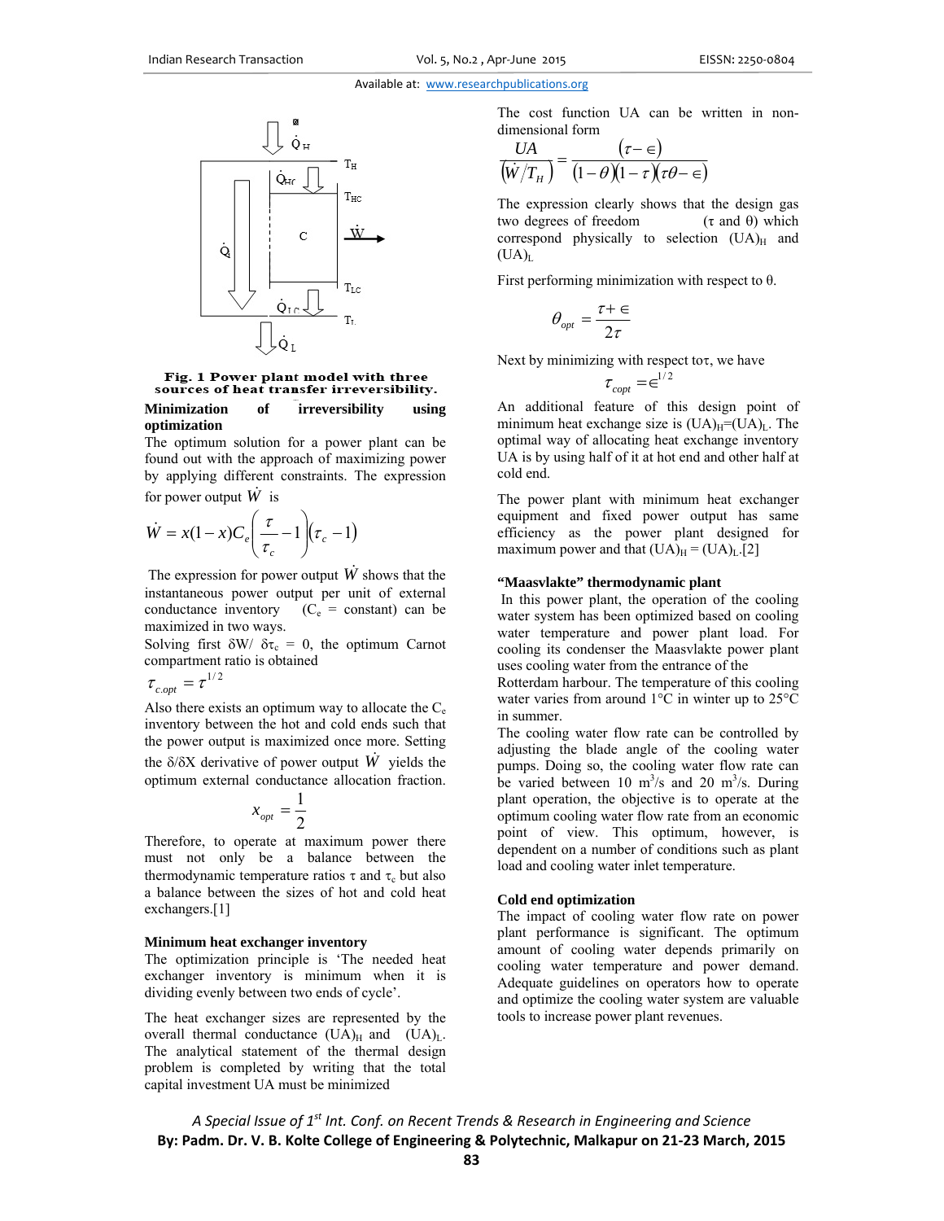Fig. 1 Power plant model with three sources of heat transfer irreversibility.

**Minimization of irreversibility using optimization**

The optimum solution for a power plant can be found out with the approach of maximizing power by applying different constraints. The expression for power output $\dot{W}$ is

$$\dot{W} = x(1-x)C_e\left(\frac{\tau}{\tau_c}-1\right)(\tau_c - 1)$$

The expression for power output $\dot{W}$ shows that the instantaneous power output per unit of external conductance inventory ($C_e$ = constant) can be maximized in two ways.

Solving first $\delta W / \delta\tau_c = 0$, the optimum Carnot compartment ratio is obtained

$$\tau_{c.opt} = \tau^{1/2}$$

Also there exists an optimum way to allocate the $C_e$ inventory between the hot and cold ends such that the power output is maximized once more. Setting the $\delta/\delta X$ derivative of power output $\dot{W}$ yields the optimum external conductance allocation fraction.

$$x_{opt} = \frac{1}{2}$$

Therefore, to operate at maximum power there must not only be a balance between the thermodynamic temperature ratios $\tau$ and $\tau_c$ but also a balance between the sizes of hot and cold heat exchangers.[1]

**Minimum heat exchanger inventory**

The optimization principle is 'The needed heat exchanger inventory is minimum when it is dividing evenly between two ends of cycle'.

The heat exchanger sizes are represented by the overall thermal conductance $(UA)_H$ and $(UA)_L$. The analytical statement of the thermal design problem is completed by writing that the total capital investment UA must be minimized

The cost function UA can be written in non-dimensional form

$$\frac{UA}{\left(\dot{W}/T_H\right)} = \frac{(\tau - \in)}{(1-\theta)(1-\tau)(\tau\theta - \in)}$$

The expression clearly shows that the design gas two degrees of freedom ($\tau$ and $\theta$) which correspond physically to selection $(UA)_H$ and $(UA)_L$

First performing minimization with respect to $\theta$.

$$\theta_{opt} = \frac{\tau + \in}{2\tau}$$

Next by minimizing with respect to $\tau$, we have

$$\tau_{copt} = \in^{1/2}$$

An additional feature of this design point of minimum heat exchange size is $(UA)_H$=$(UA)_L$. The optimal way of allocating heat exchange inventory UA is by using half of it at hot end and other half at cold end.

The power plant with minimum heat exchanger equipment and fixed power output has same efficiency as the power plant designed for maximum power and that $(UA)_H$ = $(UA)_L$.[2]

**"Maasvlakte" thermodynamic plant**

In this power plant, the operation of the cooling water system has been optimized based on cooling water temperature and power plant load. For cooling its condenser the Maasvlakte power plant uses cooling water from the entrance of the Rotterdam harbour. The temperature of this cooling water varies from around 1°C in winter up to 25°C in summer.

The cooling water flow rate can be controlled by adjusting the blade angle of the cooling water pumps. Doing so, the cooling water flow rate can be varied between 10 $m^3/s$ and 20 $m^3/s$. During plant operation, the objective is to operate at the optimum cooling water flow rate from an economic point of view. This optimum, however, is dependent on a number of conditions such as plant load and cooling water inlet temperature.

**Cold end optimization**

The impact of cooling water flow rate on power plant performance is significant. The optimum amount of cooling water depends primarily on cooling water temperature and power demand. Adequate guidelines on operators how to operate and optimize the cooling water system are valuable tools to increase power plant revenues.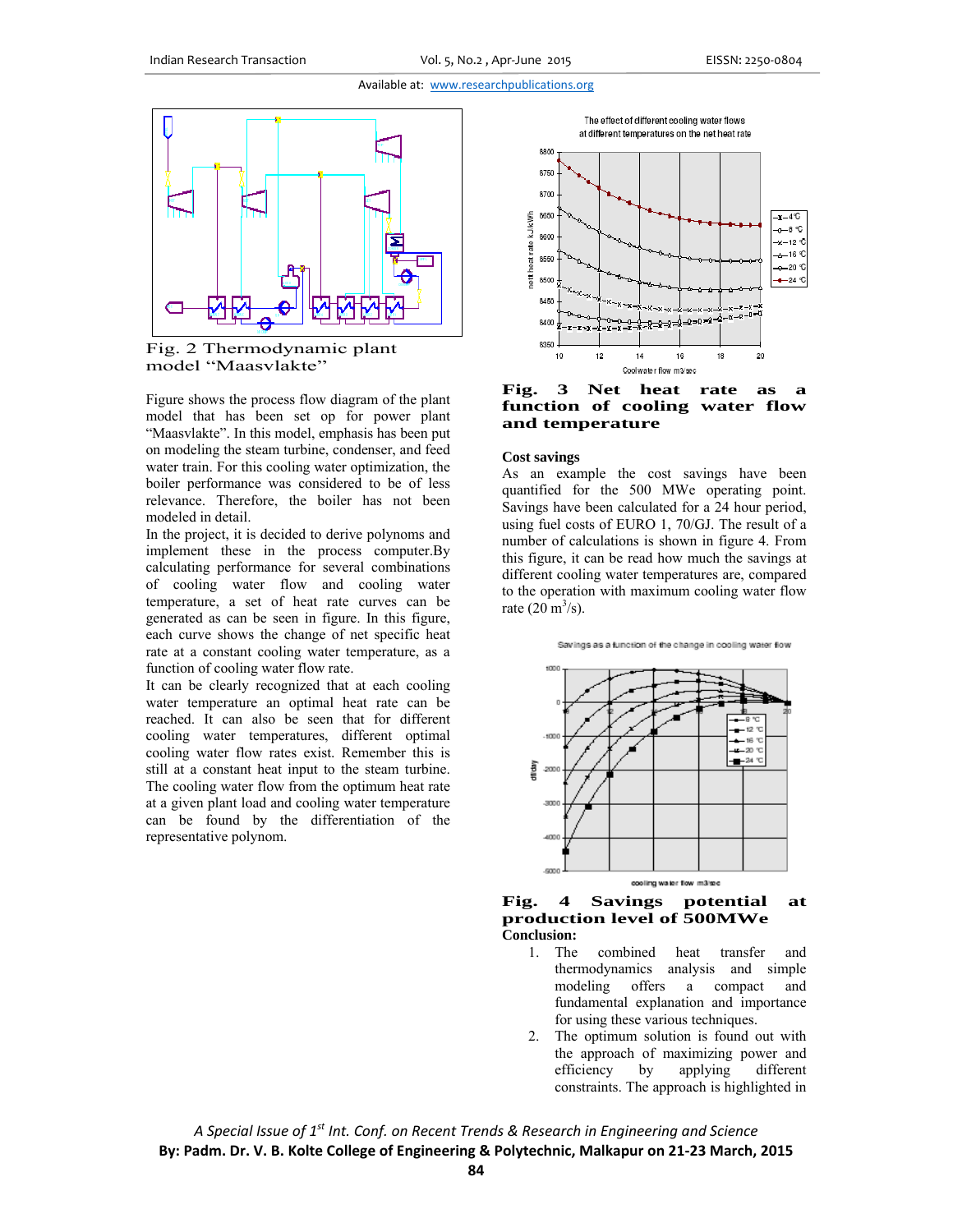Fig. 2 Thermodynamic plant model "Maasvlakte"

Figure shows the process flow diagram of the plant model that has been set op for power plant "Maasvlakte". In this model, emphasis has been put on modeling the steam turbine, condenser, and feed water train. For this cooling water optimization, the boiler performance was considered to be of less relevance. Therefore, the boiler has not been modeled in detail.

In the project, it is decided to derive polynoms and implement these in the process computer.By calculating performance for several combinations of cooling water flow and cooling water temperature, a set of heat rate curves can be generated as can be seen in figure. In this figure, each curve shows the change of net specific heat rate at a constant cooling water temperature, as a function of cooling water flow rate.

It can be clearly recognized that at each cooling water temperature an optimal heat rate can be reached. It can also be seen that for different cooling water temperatures, different optimal cooling water flow rates exist. Remember this is still at a constant heat input to the steam turbine. The cooling water flow from the optimum heat rate at a given plant load and cooling water temperature can be found by the differentiation of the representative polynom.

**Fig. 3 Net heat rate as a function of cooling water flow and temperature**

### Cost savings

As an example the cost savings have been quantified for the 500 MWe operating point. Savings have been calculated for a 24 hour period, using fuel costs of EURO 1, 70/GJ. The result of a number of calculations is shown in figure 4. From this figure, it can be read how much the savings at different cooling water temperatures are, compared to the operation with maximum cooling water flow rate (20 $m^3/s$).

**Fig. 4 Savings potential at production level of 500MWe**

### Conclusion:

1. The combined heat transfer and thermodynamics analysis and simple modeling offers a compact and fundamental explanation and importance for using these various techniques.
2. The optimum solution is found out with the approach of maximizing power and efficiency by applying different constraints. The approach is highlighted in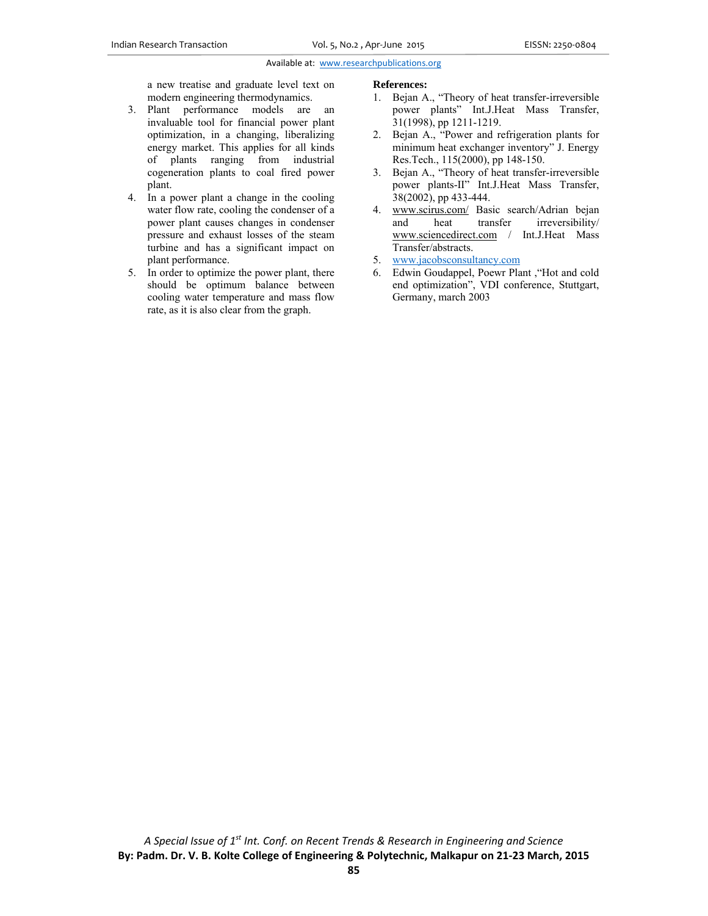a new treatise and graduate level text on modern engineering thermodynamics.

3. Plant performance models are an invaluable tool for financial power plant optimization, in a changing, liberalizing energy market. This applies for all kinds of plants ranging from industrial cogeneration plants to coal fired power plant.
4. In a power plant a change in the cooling water flow rate, cooling the condenser of a power plant causes changes in condenser pressure and exhaust losses of the steam turbine and has a significant impact on plant performance.
5. In order to optimize the power plant, there should be optimum balance between cooling water temperature and mass flow rate, as it is also clear from the graph.

**References:**

1. Bejan A., "Theory of heat transfer-irreversible power plants" Int.J.Heat Mass Transfer, 31(1998), pp 1211-1219.
2. Bejan A., "Power and refrigeration plants for minimum heat exchanger inventory" J. Energy Res.Tech., 115(2000), pp 148-150.
3. Bejan A., "Theory of heat transfer-irreversible power plants-II" Int.J.Heat Mass Transfer, 38(2002), pp 433-444.
4. www.scirus.com/ Basic search/Adrian bejan and heat transfer irreversibility/ www.sciencedirect.com / Int.J.Heat Mass Transfer/abstracts.
5. www.jacobsconsultancy.com
6. Edwin Goudappel, Poewr Plant ,"Hot and cold end optimization", VDI conference, Stuttgart, Germany, march 2003